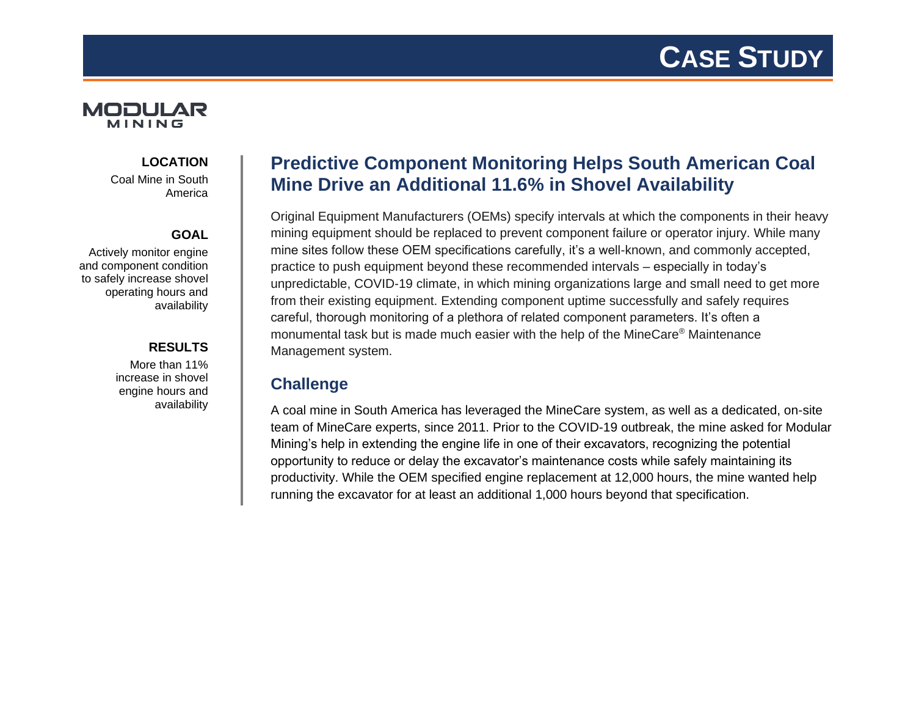# CASE STUDY

MODULAR MINING

**LOCATION**

Coal Mine in South America

**GOAL**

Actively monitor engine and component condition to safely increase shovel operating hours and availability

**RESULTS**

More than 11% increase in shovel engine hours and availability

## Predictive Component Monitoring Helps South American Coal Mine Drive an Additional 11.6% in Shovel Availability

Original Equipment Manufacturers (OEMs) specify intervals at which the components in their heavy mining equipment should be replaced to prevent component failure or operator injury. While many mine sites follow these OEM specifications carefully, it's a well-known, and commonly accepted, practice to push equipment beyond these recommended intervals – especially in today's unpredictable, COVID-19 climate, in which mining organizations large and small need to get more from their existing equipment. Extending component uptime successfully and safely requires careful, thorough monitoring of a plethora of related component parameters. It's often a monumental task but is made much easier with the help of the MineCare® Maintenance Management system.

### Challenge

A coal mine in South America has leveraged the MineCare system, as well as a dedicated, on-site team of MineCare experts, since 2011. Prior to the COVID-19 outbreak, the mine asked for Modular Mining's help in extending the engine life in one of their excavators, recognizing the potential opportunity to reduce or delay the excavator's maintenance costs while safely maintaining its productivity. While the OEM specified engine replacement at 12,000 hours, the mine wanted help running the excavator for at least an additional 1,000 hours beyond that specification.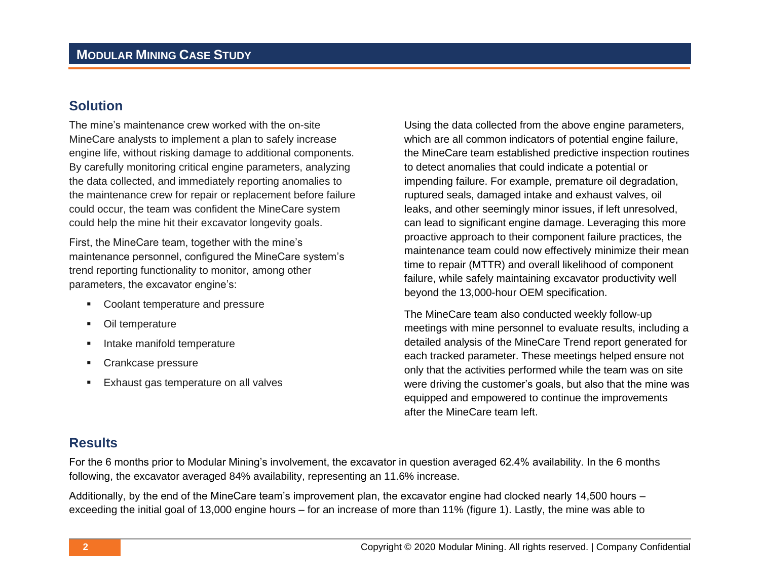## Solution

The mine's maintenance crew worked with the on-site MineCare analysts to implement a plan to safely increase engine life, without risking damage to additional components. By carefully monitoring critical engine parameters, analyzing the data collected, and immediately reporting anomalies to the maintenance crew for repair or replacement before failure could occur, the team was confident the MineCare system could help the mine hit their excavator longevity goals.

First, the MineCare team, together with the mine's maintenance personnel, configured the MineCare system's trend reporting functionality to monitor, among other parameters, the excavator engine's:

- Coolant temperature and pressure
- Oil temperature
- Intake manifold temperature
- Crankcase pressure
- Exhaust gas temperature on all valves

Using the data collected from the above engine parameters, which are all common indicators of potential engine failure, the MineCare team established predictive inspection routines to detect anomalies that could indicate a potential or impending failure. For example, premature oil degradation, ruptured seals, damaged intake and exhaust valves, oil leaks, and other seemingly minor issues, if left unresolved, can lead to significant engine damage. Leveraging this more proactive approach to their component failure practices, the maintenance team could now effectively minimize their mean time to repair (MTTR) and overall likelihood of component failure, while safely maintaining excavator productivity well beyond the 13,000-hour OEM specification.

The MineCare team also conducted weekly follow-up meetings with mine personnel to evaluate results, including a detailed analysis of the MineCare Trend report generated for each tracked parameter. These meetings helped ensure not only that the activities performed while the team was on site were driving the customer's goals, but also that the mine was equipped and empowered to continue the improvements after the MineCare team left.

## Results

For the 6 months prior to Modular Mining's involvement, the excavator in question averaged 62.4% availability. In the 6 months following, the excavator averaged 84% availability, representing an 11.6% increase.

Additionally, by the end of the MineCare team's improvement plan, the excavator engine had clocked nearly 14,500 hours – exceeding the initial goal of 13,000 engine hours – for an increase of more than 11% (figure 1). Lastly, the mine was able to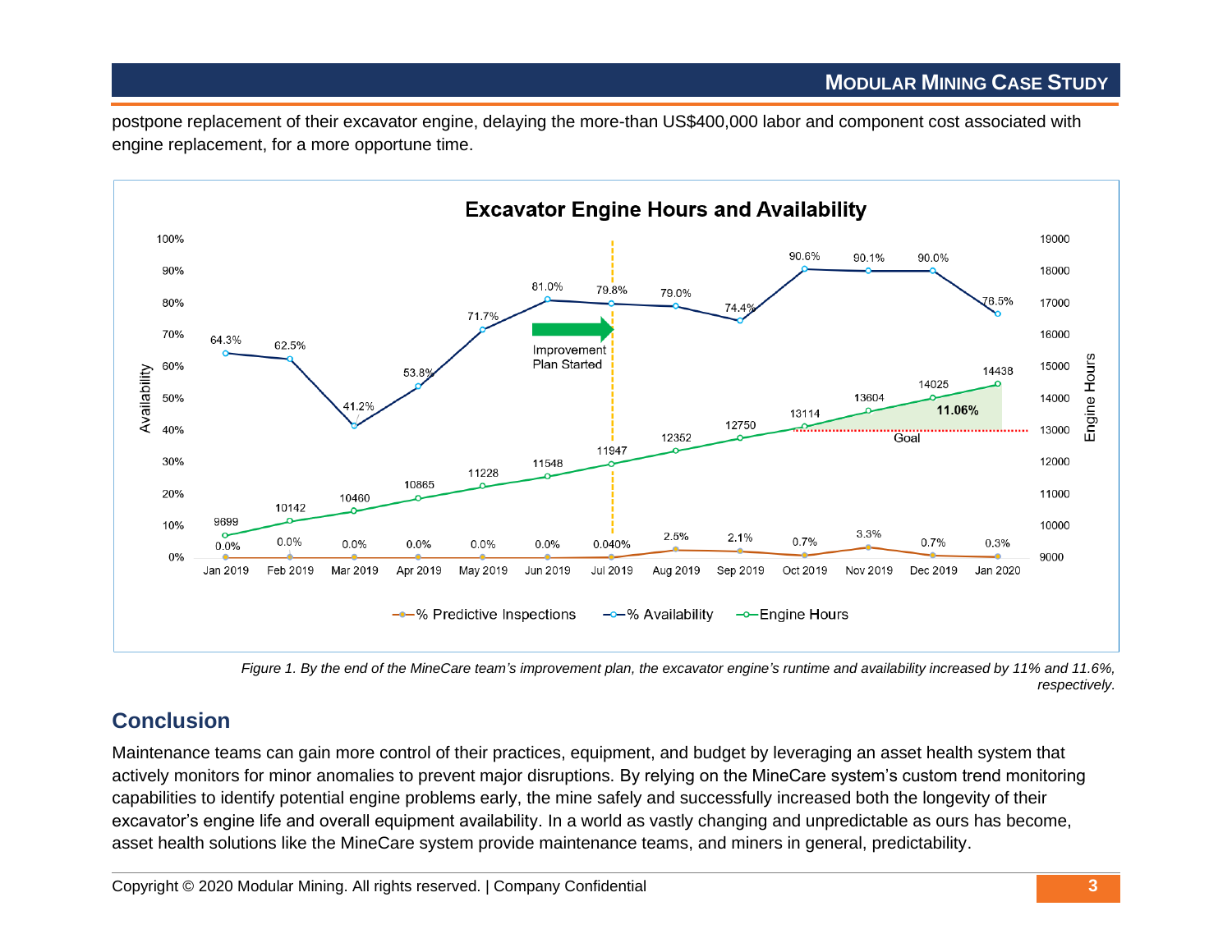postpone replacement of their excavator engine, delaying the more-than US$400,000 labor and component cost associated with engine replacement, for a more opportune time.

*Figure 1. By the end of the MineCare team's improvement plan, the excavator engine's runtime and availability increased by 11% and 11.6%, respectively.*

## Conclusion

Maintenance teams can gain more control of their practices, equipment, and budget by leveraging an asset health system that actively monitors for minor anomalies to prevent major disruptions. By relying on the MineCare system's custom trend monitoring capabilities to identify potential engine problems early, the mine safely and successfully increased both the longevity of their excavator's engine life and overall equipment availability. In a world as vastly changing and unpredictable as ours has become, asset health solutions like the MineCare system provide maintenance teams, and miners in general, predictability.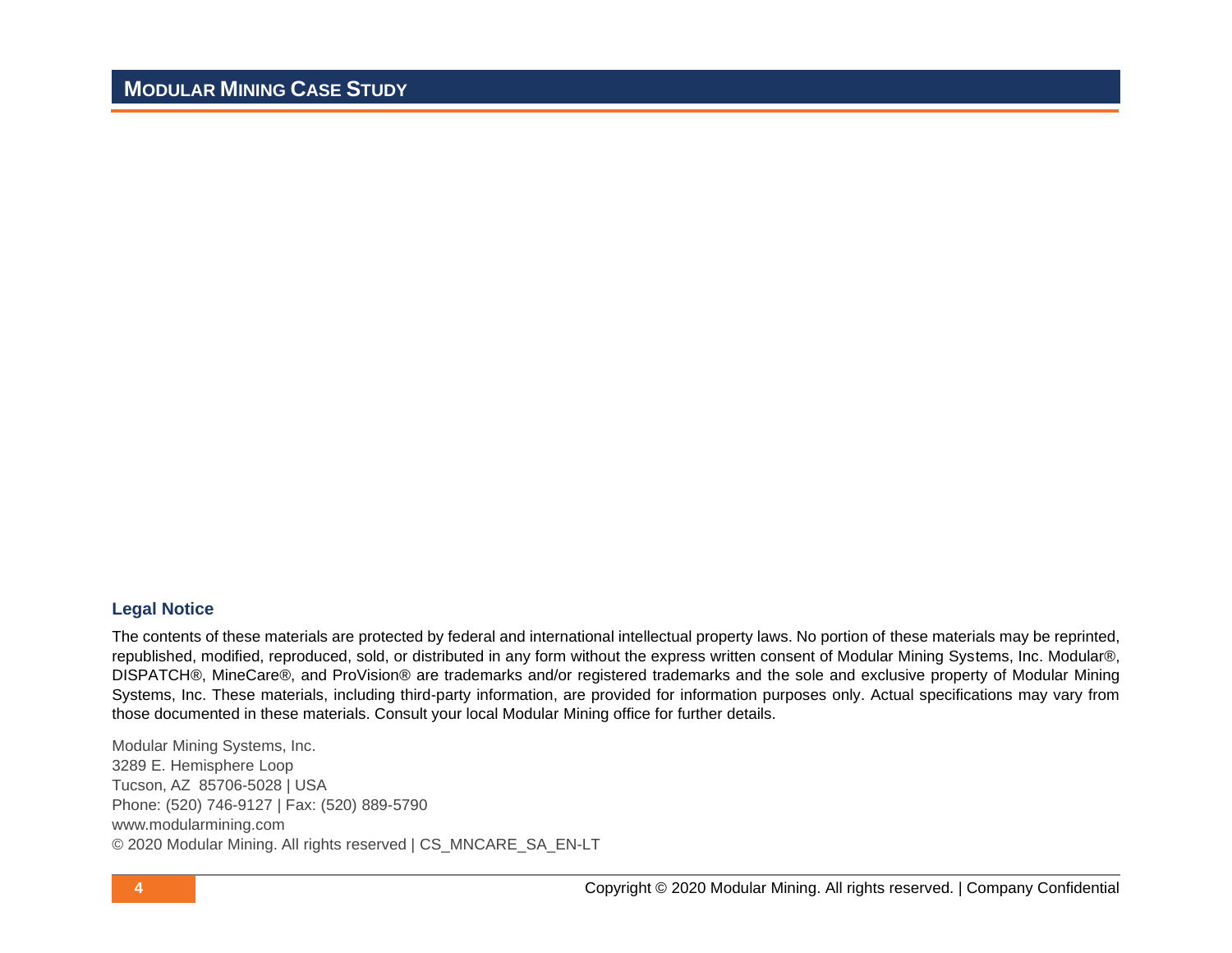## Legal Notice

The contents of these materials are protected by federal and international intellectual property laws. No portion of these materials may be reprinted, republished, modified, reproduced, sold, or distributed in any form without the express written consent of Modular Mining Systems, Inc. Modular®, DISPATCH®, MineCare®, and ProVision® are trademarks and/or registered trademarks and the sole and exclusive property of Modular Mining Systems, Inc. These materials, including third-party information, are provided for information purposes only. Actual specifications may vary from those documented in these materials. Consult your local Modular Mining office for further details.

Modular Mining Systems, Inc.
3289 E. Hemisphere Loop
Tucson, AZ 85706-5028 | USA
Phone: (520) 746-9127 | Fax: (520) 889-5790
www.modularmining.com
© 2020 Modular Mining. All rights reserved | CS_MNCARE_SA_EN-LT